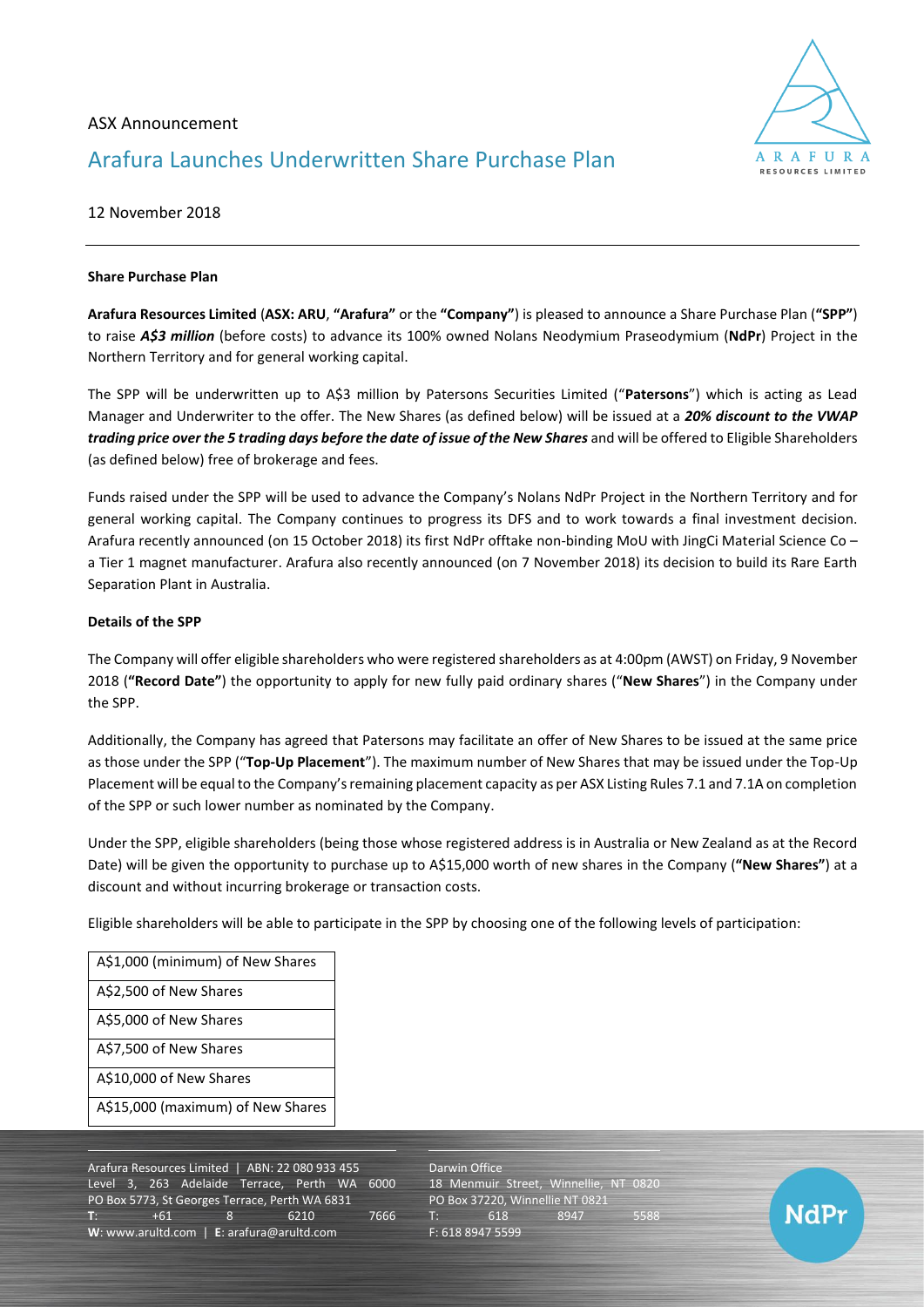ASX Announcement

# Arafura Launches Underwritten Share Purchase Plan

12 November 2018

**Share Purchase Plan**

**Arafura Resources Limited** (**ASX: ARU**, **"Arafura"** or the **"Company"**) is pleased to announce a Share Purchase Plan (**"SPP"**) to raise ***A$3 million*** (before costs) to advance its 100% owned Nolans Neodymium Praseodymium (**NdPr**) Project in the Northern Territory and for general working capital.

The SPP will be underwritten up to A$3 million by Patersons Securities Limited ("**Patersons**") which is acting as Lead Manager and Underwriter to the offer. The New Shares (as defined below) will be issued at a ***20% discount to the VWAP trading price over the 5 trading days before the date of issue of the New Shares*** and will be offered to Eligible Shareholders (as defined below) free of brokerage and fees.

Funds raised under the SPP will be used to advance the Company's Nolans NdPr Project in the Northern Territory and for general working capital. The Company continues to progress its DFS and to work towards a final investment decision. Arafura recently announced (on 15 October 2018) its first NdPr offtake non-binding MoU with JingCi Material Science Co – a Tier 1 magnet manufacturer. Arafura also recently announced (on 7 November 2018) its decision to build its Rare Earth Separation Plant in Australia.

**Details of the SPP**

The Company will offer eligible shareholders who were registered shareholders as at 4:00pm (AWST) on Friday, 9 November 2018 (**"Record Date"**) the opportunity to apply for new fully paid ordinary shares ("**New Shares**") in the Company under the SPP.

Additionally, the Company has agreed that Patersons may facilitate an offer of New Shares to be issued at the same price as those under the SPP ("**Top-Up Placement**"). The maximum number of New Shares that may be issued under the Top-Up Placement will be equal to the Company's remaining placement capacity as per ASX Listing Rules 7.1 and 7.1A on completion of the SPP or such lower number as nominated by the Company.

Under the SPP, eligible shareholders (being those whose registered address is in Australia or New Zealand as at the Record Date) will be given the opportunity to purchase up to A$15,000 worth of new shares in the Company (**"New Shares"**) at a discount and without incurring brokerage or transaction costs.

Eligible shareholders will be able to participate in the SPP by choosing one of the following levels of participation:

| A$1,000 (minimum) of New Shares |
|---|
| A$2,500 of New Shares |
| A$5,000 of New Shares |
| A$7,500 of New Shares |
| A$10,000 of New Shares |
| A$15,000 (maximum) of New Shares |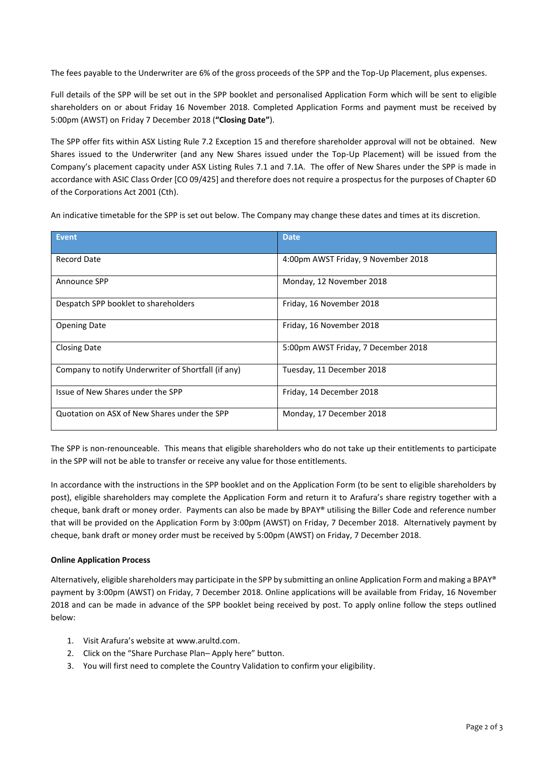The fees payable to the Underwriter are 6% of the gross proceeds of the SPP and the Top-Up Placement, plus expenses.

Full details of the SPP will be set out in the SPP booklet and personalised Application Form which will be sent to eligible shareholders on or about Friday 16 November 2018. Completed Application Forms and payment must be received by 5:00pm (AWST) on Friday 7 December 2018 (**"Closing Date"**).

The SPP offer fits within ASX Listing Rule 7.2 Exception 15 and therefore shareholder approval will not be obtained. New Shares issued to the Underwriter (and any New Shares issued under the Top-Up Placement) will be issued from the Company's placement capacity under ASX Listing Rules 7.1 and 7.1A. The offer of New Shares under the SPP is made in accordance with ASIC Class Order [CO 09/425] and therefore does not require a prospectus for the purposes of Chapter 6D of the Corporations Act 2001 (Cth).

An indicative timetable for the SPP is set out below. The Company may change these dates and times at its discretion.

| Event | Date |
|---|---|
| Record Date | 4:00pm AWST Friday, 9 November 2018 |
| Announce SPP | Monday, 12 November 2018 |
| Despatch SPP booklet to shareholders | Friday, 16 November 2018 |
| Opening Date | Friday, 16 November 2018 |
| Closing Date | 5:00pm AWST Friday, 7 December 2018 |
| Company to notify Underwriter of Shortfall (if any) | Tuesday, 11 December 2018 |
| Issue of New Shares under the SPP | Friday, 14 December 2018 |
| Quotation on ASX of New Shares under the SPP | Monday, 17 December 2018 |

The SPP is non-renounceable. This means that eligible shareholders who do not take up their entitlements to participate in the SPP will not be able to transfer or receive any value for those entitlements.

In accordance with the instructions in the SPP booklet and on the Application Form (to be sent to eligible shareholders by post), eligible shareholders may complete the Application Form and return it to Arafura's share registry together with a cheque, bank draft or money order. Payments can also be made by BPAY® utilising the Biller Code and reference number that will be provided on the Application Form by 3:00pm (AWST) on Friday, 7 December 2018. Alternatively payment by cheque, bank draft or money order must be received by 5:00pm (AWST) on Friday, 7 December 2018.

**Online Application Process**

Alternatively, eligible shareholders may participate in the SPP by submitting an online Application Form and making a BPAY® payment by 3:00pm (AWST) on Friday, 7 December 2018. Online applications will be available from Friday, 16 November 2018 and can be made in advance of the SPP booklet being received by post. To apply online follow the steps outlined below:

1. Visit Arafura's website at www.arultd.com.
2. Click on the "Share Purchase Plan– Apply here" button.
3. You will first need to complete the Country Validation to confirm your eligibility.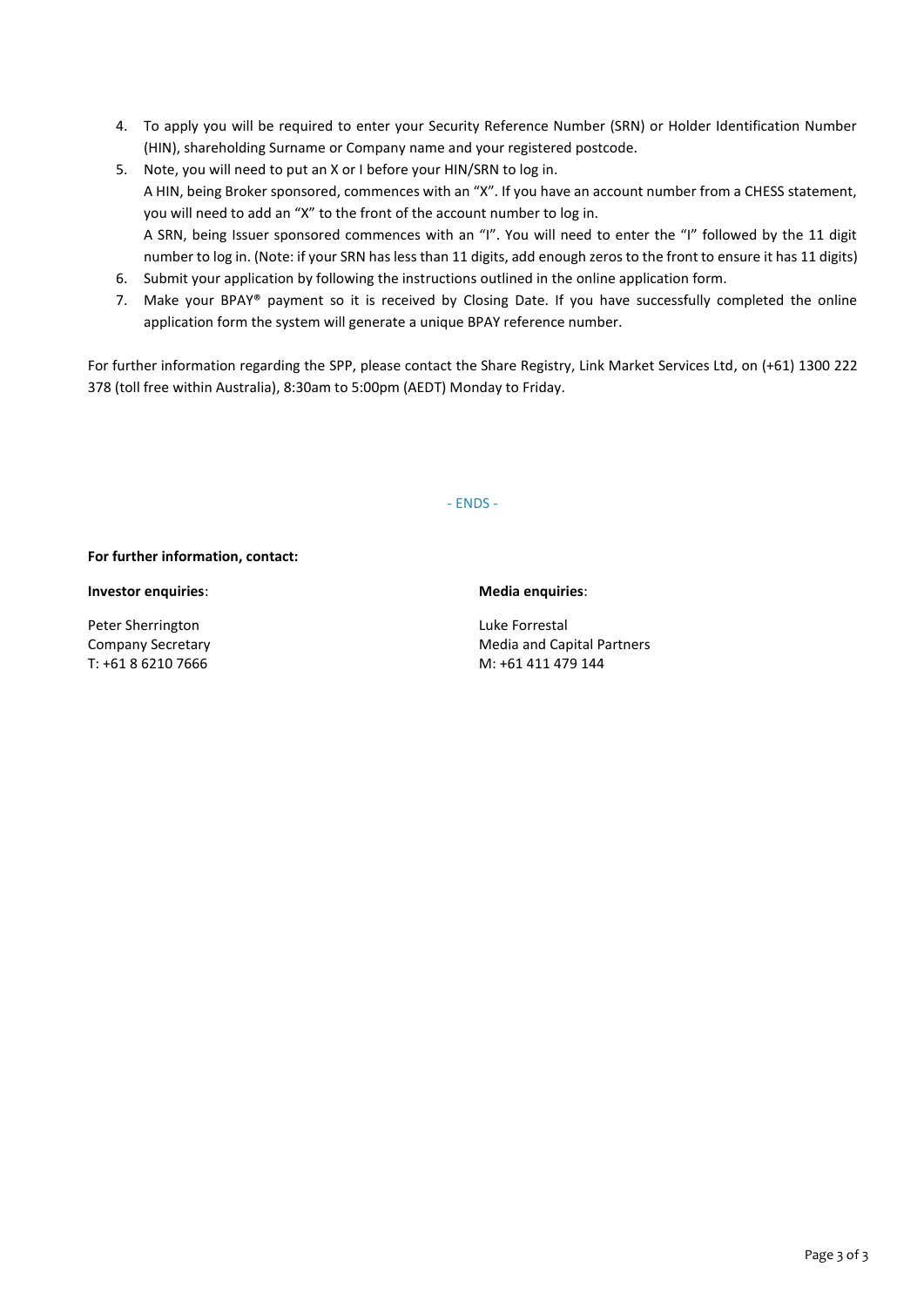4. To apply you will be required to enter your Security Reference Number (SRN) or Holder Identification Number (HIN), shareholding Surname or Company name and your registered postcode.
5. Note, you will need to put an X or I before your HIN/SRN to log in.
   A HIN, being Broker sponsored, commences with an "X". If you have an account number from a CHESS statement, you will need to add an "X" to the front of the account number to log in.
   A SRN, being Issuer sponsored commences with an "I". You will need to enter the "I" followed by the 11 digit number to log in. (Note: if your SRN has less than 11 digits, add enough zeros to the front to ensure it has 11 digits)
6. Submit your application by following the instructions outlined in the online application form.
7. Make your BPAY® payment so it is received by Closing Date. If you have successfully completed the online application form the system will generate a unique BPAY reference number.

For further information regarding the SPP, please contact the Share Registry, Link Market Services Ltd, on (+61) 1300 222 378 (toll free within Australia), 8:30am to 5:00pm (AEDT) Monday to Friday.

- ENDS -

**For further information, contact:**

**Investor enquiries**:

Peter Sherrington
Company Secretary
T: +61 8 6210 7666

**Media enquiries**:

Luke Forrestal
Media and Capital Partners
M: +61 411 479 144